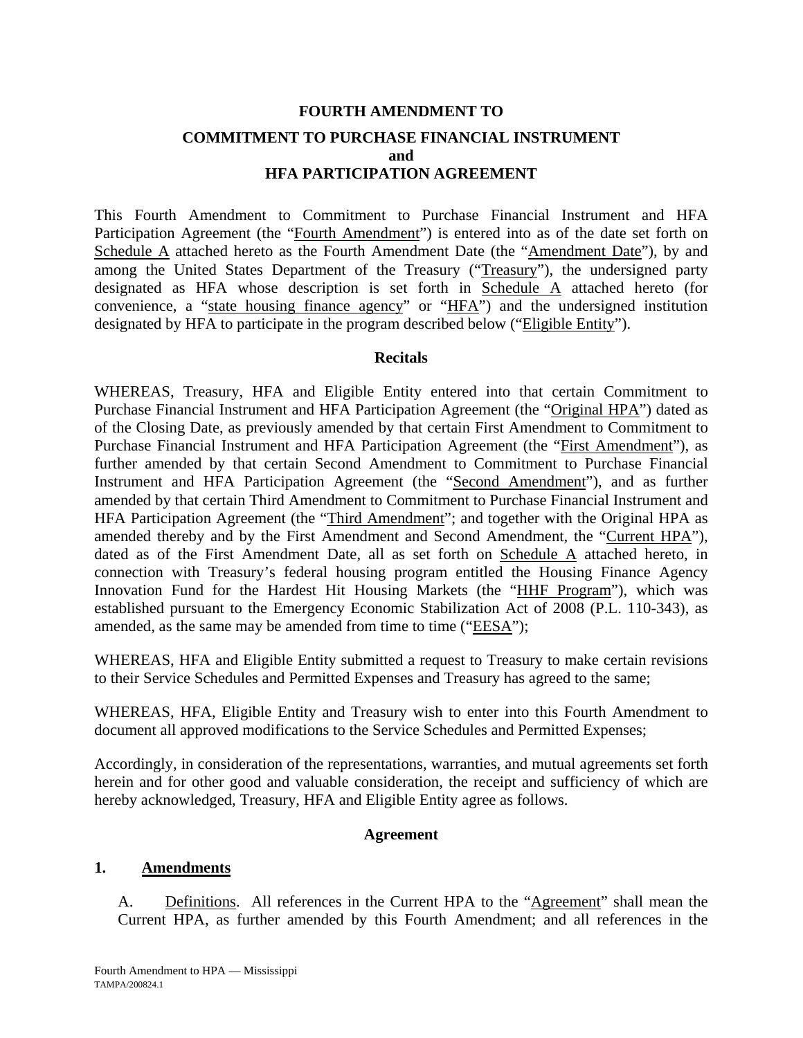# FOURTH AMENDMENT TO
## COMMITMENT TO PURCHASE FINANCIAL INSTRUMENT and HFA PARTICIPATION AGREEMENT

This Fourth Amendment to Commitment to Purchase Financial Instrument and HFA Participation Agreement (the "Fourth Amendment") is entered into as of the date set forth on Schedule A attached hereto as the Fourth Amendment Date (the "Amendment Date"), by and among the United States Department of the Treasury ("Treasury"), the undersigned party designated as HFA whose description is set forth in Schedule A attached hereto (for convenience, a "state housing finance agency" or "HFA") and the undersigned institution designated by HFA to participate in the program described below ("Eligible Entity").

### Recitals

WHEREAS, Treasury, HFA and Eligible Entity entered into that certain Commitment to Purchase Financial Instrument and HFA Participation Agreement (the "Original HPA") dated as of the Closing Date, as previously amended by that certain First Amendment to Commitment to Purchase Financial Instrument and HFA Participation Agreement (the "First Amendment"), as further amended by that certain Second Amendment to Commitment to Purchase Financial Instrument and HFA Participation Agreement (the "Second Amendment"), and as further amended by that certain Third Amendment to Commitment to Purchase Financial Instrument and HFA Participation Agreement (the "Third Amendment"; and together with the Original HPA as amended thereby and by the First Amendment and Second Amendment, the "Current HPA"), dated as of the First Amendment Date, all as set forth on Schedule A attached hereto, in connection with Treasury's federal housing program entitled the Housing Finance Agency Innovation Fund for the Hardest Hit Housing Markets (the "HHF Program"), which was established pursuant to the Emergency Economic Stabilization Act of 2008 (P.L. 110-343), as amended, as the same may be amended from time to time ("EESA");

WHEREAS, HFA and Eligible Entity submitted a request to Treasury to make certain revisions to their Service Schedules and Permitted Expenses and Treasury has agreed to the same;

WHEREAS, HFA, Eligible Entity and Treasury wish to enter into this Fourth Amendment to document all approved modifications to the Service Schedules and Permitted Expenses;

Accordingly, in consideration of the representations, warranties, and mutual agreements set forth herein and for other good and valuable consideration, the receipt and sufficiency of which are hereby acknowledged, Treasury, HFA and Eligible Entity agree as follows.

### Agreement

**1. Amendments**

A. Definitions. All references in the Current HPA to the "Agreement" shall mean the Current HPA, as further amended by this Fourth Amendment; and all references in the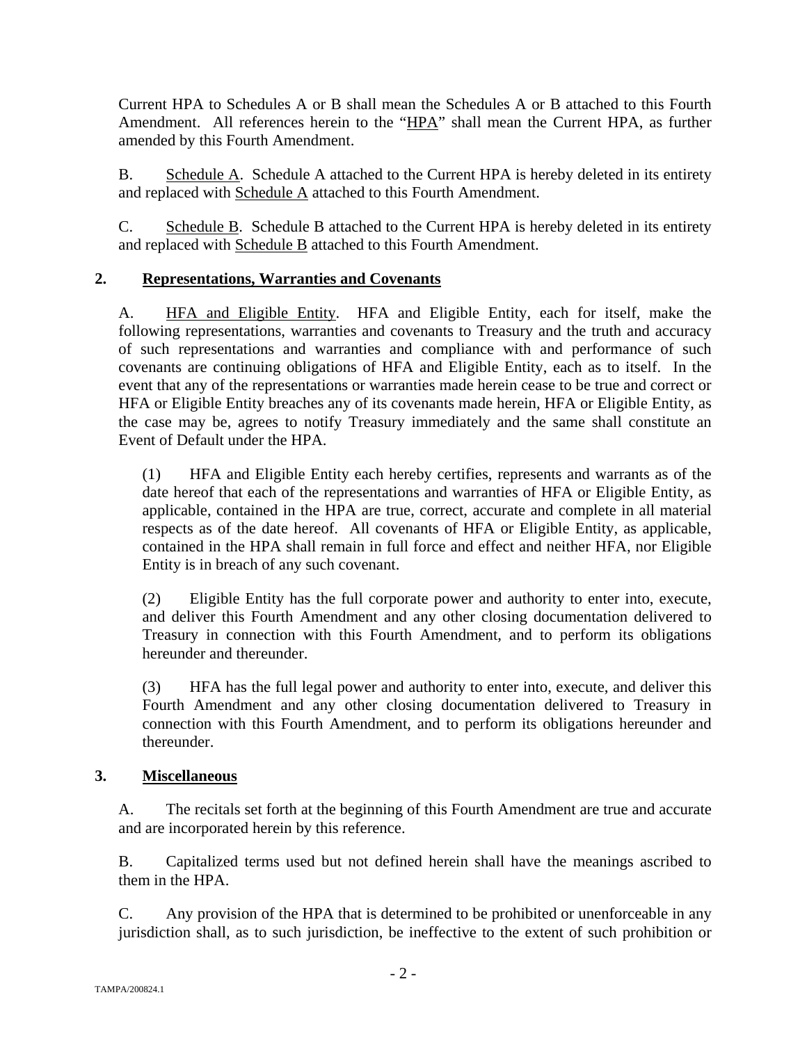Current HPA to Schedules A or B shall mean the Schedules A or B attached to this Fourth Amendment. All references herein to the "HPA" shall mean the Current HPA, as further amended by this Fourth Amendment.

B. Schedule A. Schedule A attached to the Current HPA is hereby deleted in its entirety and replaced with Schedule A attached to this Fourth Amendment.

C. Schedule B. Schedule B attached to the Current HPA is hereby deleted in its entirety and replaced with Schedule B attached to this Fourth Amendment.

## 2. Representations, Warranties and Covenants

A. HFA and Eligible Entity. HFA and Eligible Entity, each for itself, make the following representations, warranties and covenants to Treasury and the truth and accuracy of such representations and warranties and compliance with and performance of such covenants are continuing obligations of HFA and Eligible Entity, each as to itself. In the event that any of the representations or warranties made herein cease to be true and correct or HFA or Eligible Entity breaches any of its covenants made herein, HFA or Eligible Entity, as the case may be, agrees to notify Treasury immediately and the same shall constitute an Event of Default under the HPA.

(1) HFA and Eligible Entity each hereby certifies, represents and warrants as of the date hereof that each of the representations and warranties of HFA or Eligible Entity, as applicable, contained in the HPA are true, correct, accurate and complete in all material respects as of the date hereof. All covenants of HFA or Eligible Entity, as applicable, contained in the HPA shall remain in full force and effect and neither HFA, nor Eligible Entity is in breach of any such covenant.

(2) Eligible Entity has the full corporate power and authority to enter into, execute, and deliver this Fourth Amendment and any other closing documentation delivered to Treasury in connection with this Fourth Amendment, and to perform its obligations hereunder and thereunder.

(3) HFA has the full legal power and authority to enter into, execute, and deliver this Fourth Amendment and any other closing documentation delivered to Treasury in connection with this Fourth Amendment, and to perform its obligations hereunder and thereunder.

## 3. Miscellaneous

A. The recitals set forth at the beginning of this Fourth Amendment are true and accurate and are incorporated herein by this reference.

B. Capitalized terms used but not defined herein shall have the meanings ascribed to them in the HPA.

C. Any provision of the HPA that is determined to be prohibited or unenforceable in any jurisdiction shall, as to such jurisdiction, be ineffective to the extent of such prohibition or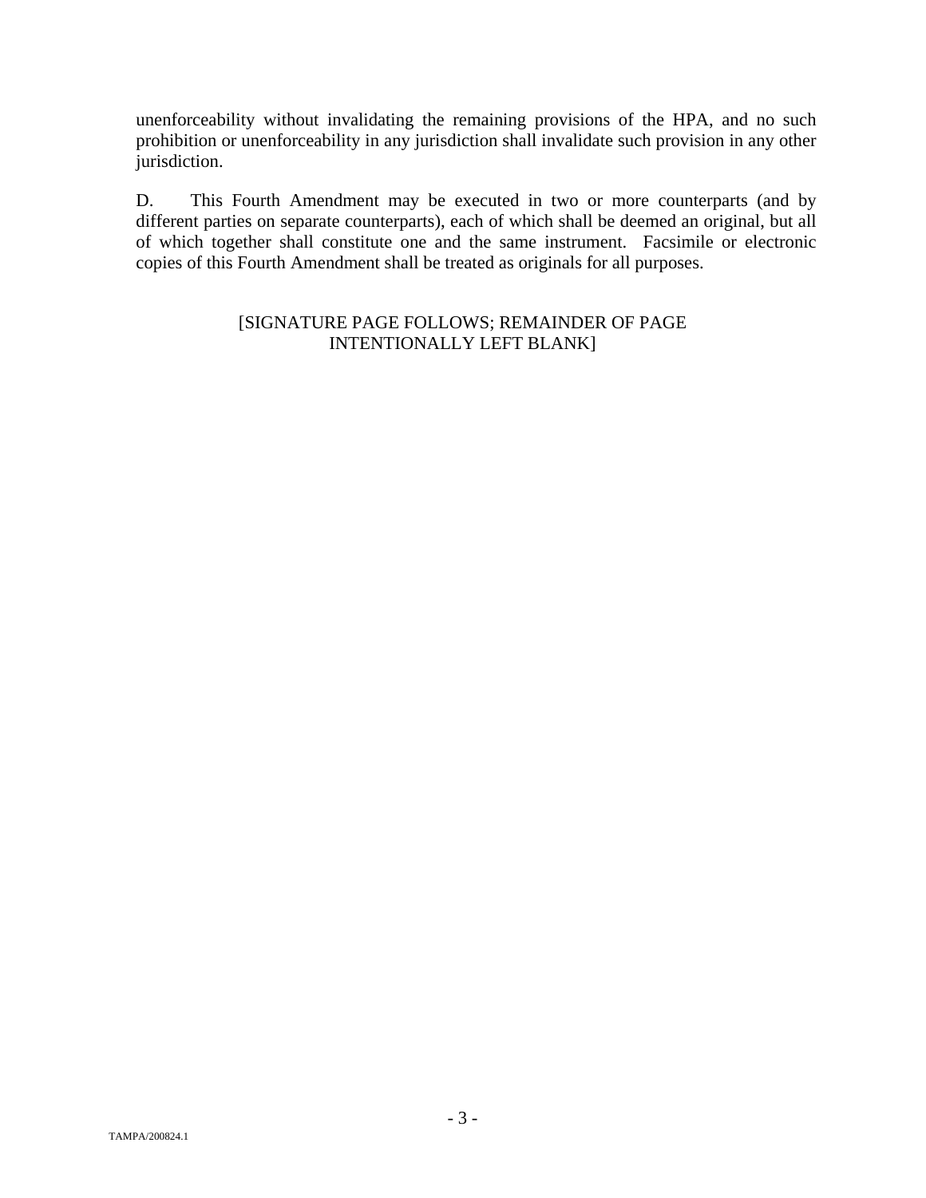unenforceability without invalidating the remaining provisions of the HPA, and no such prohibition or unenforceability in any jurisdiction shall invalidate such provision in any other jurisdiction.

D. This Fourth Amendment may be executed in two or more counterparts (and by different parties on separate counterparts), each of which shall be deemed an original, but all of which together shall constitute one and the same instrument. Facsimile or electronic copies of this Fourth Amendment shall be treated as originals for all purposes.

[SIGNATURE PAGE FOLLOWS; REMAINDER OF PAGE INTENTIONALLY LEFT BLANK]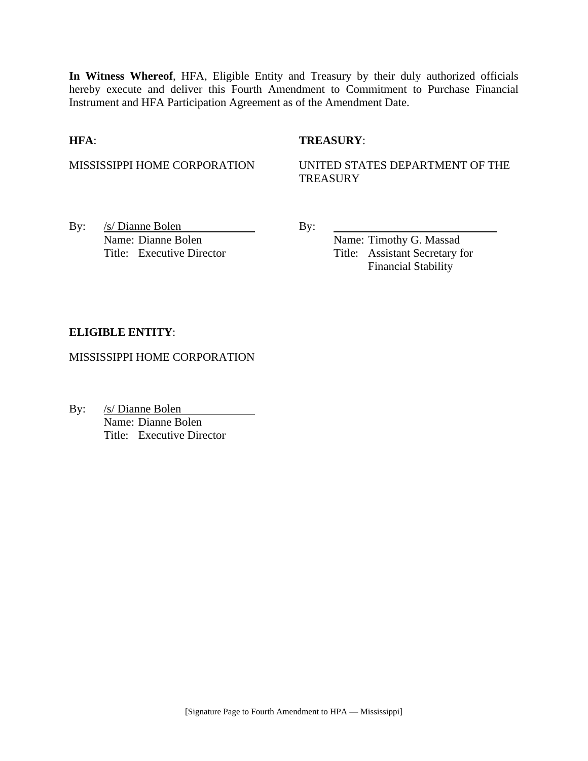**In Witness Whereof**, HFA, Eligible Entity and Treasury by their duly authorized officials hereby execute and deliver this Fourth Amendment to Commitment to Purchase Financial Instrument and HFA Participation Agreement as of the Amendment Date.

**HFA**:

MISSISSIPPI HOME CORPORATION

By: /s/ Dianne Bolen
Name: Dianne Bolen
Title: Executive Director

**TREASURY**:

UNITED STATES DEPARTMENT OF THE TREASURY

By: ______________________________
Name: Timothy G. Massad
Title: Assistant Secretary for Financial Stability

**ELIGIBLE ENTITY**:

MISSISSIPPI HOME CORPORATION

By: /s/ Dianne Bolen
Name: Dianne Bolen
Title: Executive Director

[Signature Page to Fourth Amendment to HPA — Mississippi]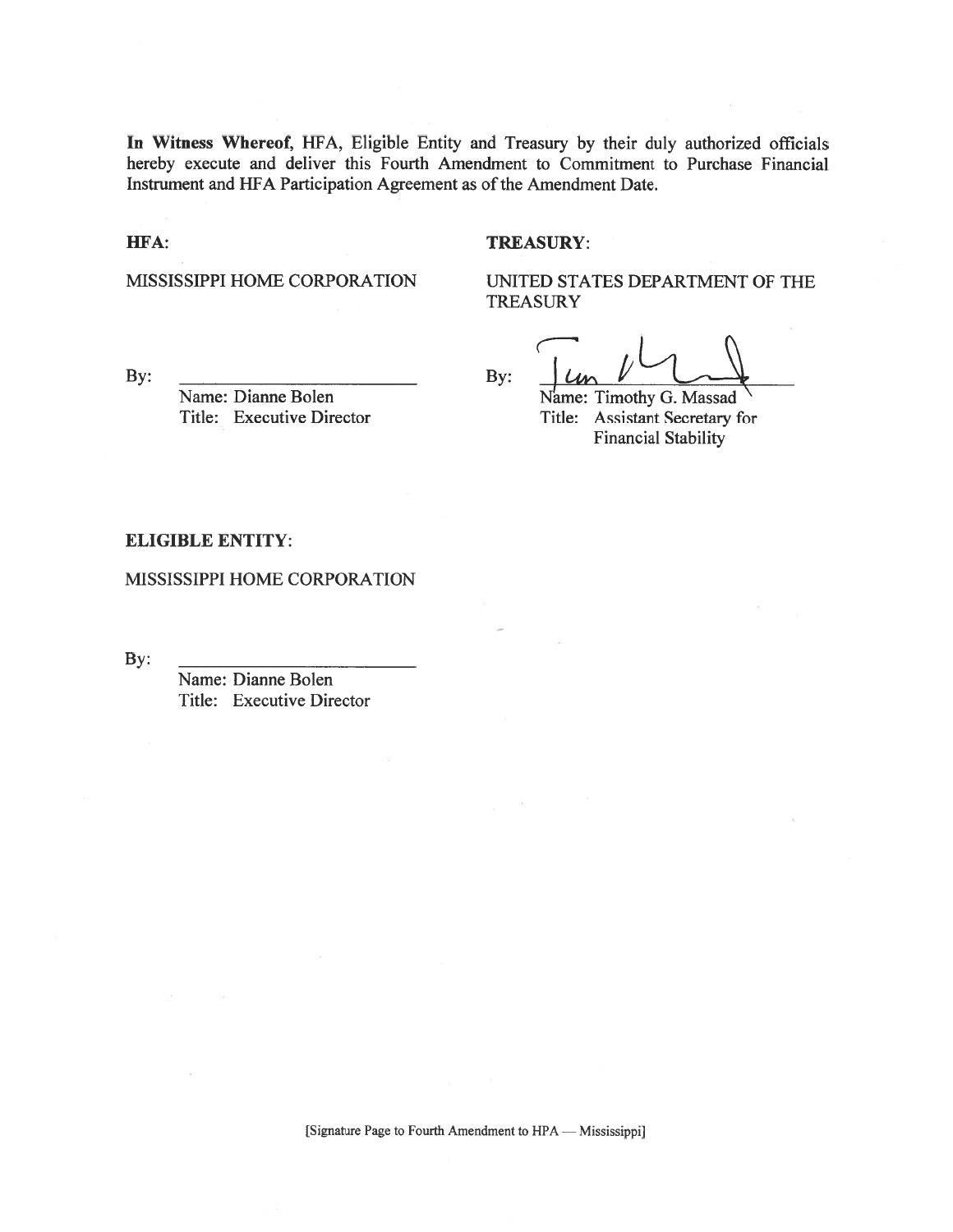**In Witness Whereof**, HFA, Eligible Entity and Treasury by their duly authorized officials hereby execute and deliver this Fourth Amendment to Commitment to Purchase Financial Instrument and HFA Participation Agreement as of the Amendment Date.

**HFA**:

MISSISSIPPI HOME CORPORATION

By: ___________________________

Name: Dianne Bolen
Title: Executive Director

**TREASURY**:

UNITED STATES DEPARTMENT OF THE TREASURY

By: ___________________________

Name: Timothy G. Massad
Title: Assistant Secretary for Financial Stability

**ELIGIBLE ENTITY**:

MISSISSIPPI HOME CORPORATION

By: ___________________________

Name: Dianne Bolen
Title: Executive Director

[Signature Page to Fourth Amendment to HPA — Mississippi]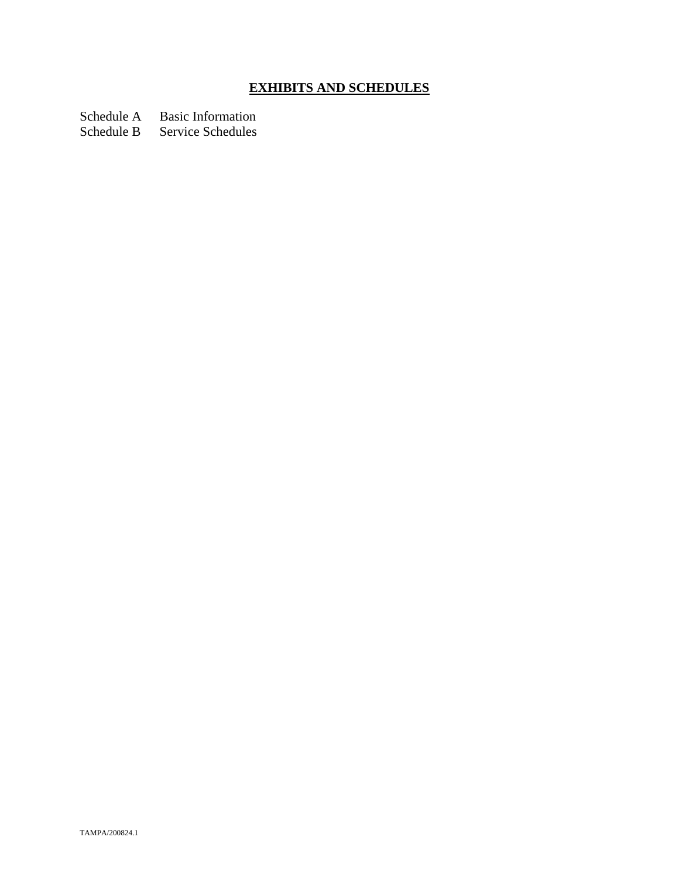## **EXHIBITS AND SCHEDULES**

Schedule A Basic Information
Schedule B Service Schedules

TAMPA/200824.1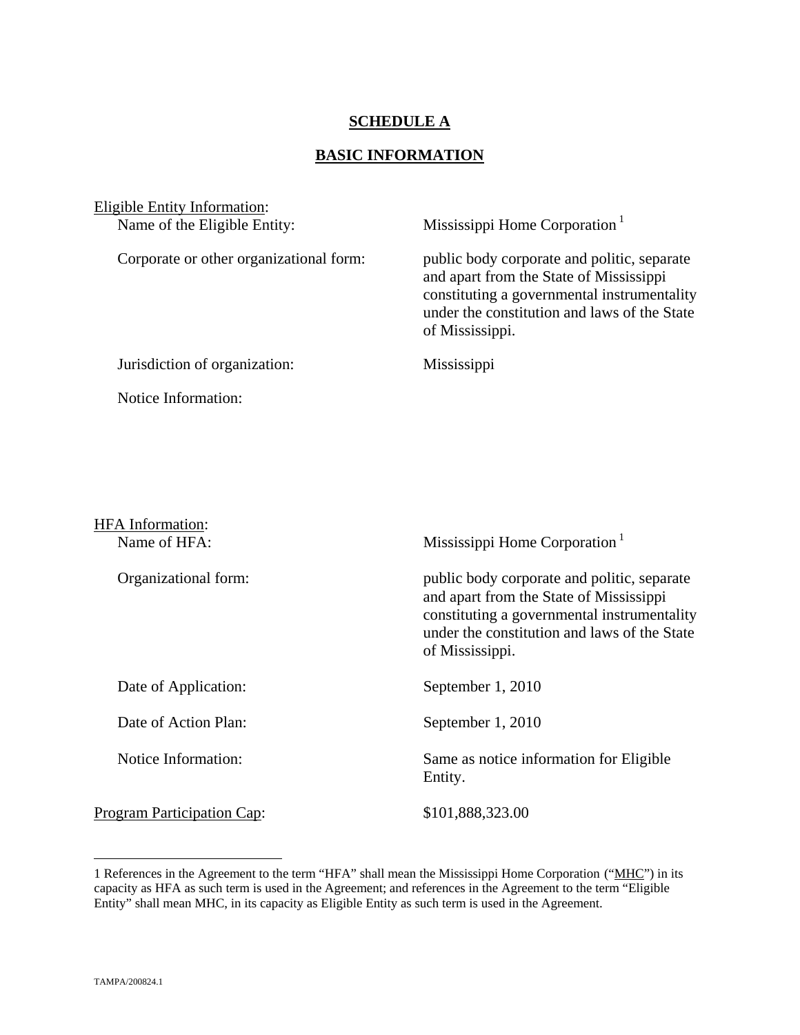# SCHEDULE A

## BASIC INFORMATION

Eligible Entity Information:

| | |
|---|---|
| Name of the Eligible Entity: | Mississippi Home Corporation [1] |
| Corporate or other organizational form: | public body corporate and politic, separate and apart from the State of Mississippi constituting a governmental instrumentality under the constitution and laws of the State of Mississippi. |
| Jurisdiction of organization: | Mississippi |
| Notice Information: | |

HFA Information:

| | |
|---|---|
| Name of HFA: | Mississippi Home Corporation [1] |
| Organizational form: | public body corporate and politic, separate and apart from the State of Mississippi constituting a governmental instrumentality under the constitution and laws of the State of Mississippi. |
| Date of Application: | September 1, 2010 |
| Date of Action Plan: | September 1, 2010 |
| Notice Information: | Same as notice information for Eligible Entity. |

Program Participation Cap: $101,888,323.00

---

1 References in the Agreement to the term "HFA" shall mean the Mississippi Home Corporation ("MHC") in its capacity as HFA as such term is used in the Agreement; and references in the Agreement to the term "Eligible Entity" shall mean MHC, in its capacity as Eligible Entity as such term is used in the Agreement.

TAMPA/200824.1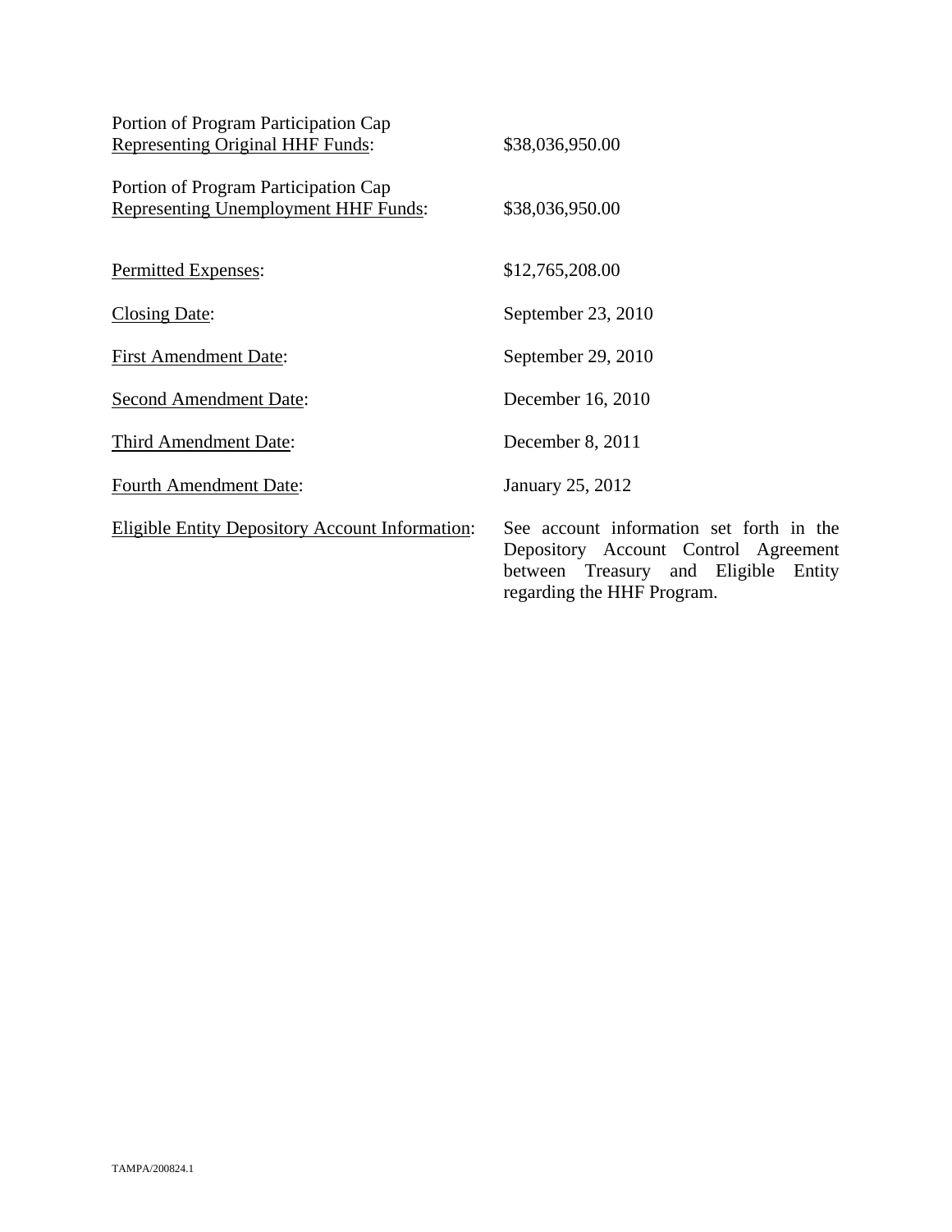| | |
|---|---|
| Portion of Program Participation Cap Representing Original HHF Funds: | $38,036,950.00 |
| Portion of Program Participation Cap Representing Unemployment HHF Funds: | $38,036,950.00 |
| Permitted Expenses: | $12,765,208.00 |
| Closing Date: | September 23, 2010 |
| First Amendment Date: | September 29, 2010 |
| Second Amendment Date: | December 16, 2010 |
| Third Amendment Date: | December 8, 2011 |
| Fourth Amendment Date: | January 25, 2012 |
| Eligible Entity Depository Account Information: | See account information set forth in the Depository Account Control Agreement between Treasury and Eligible Entity regarding the HHF Program. |

TAMPA/200824.1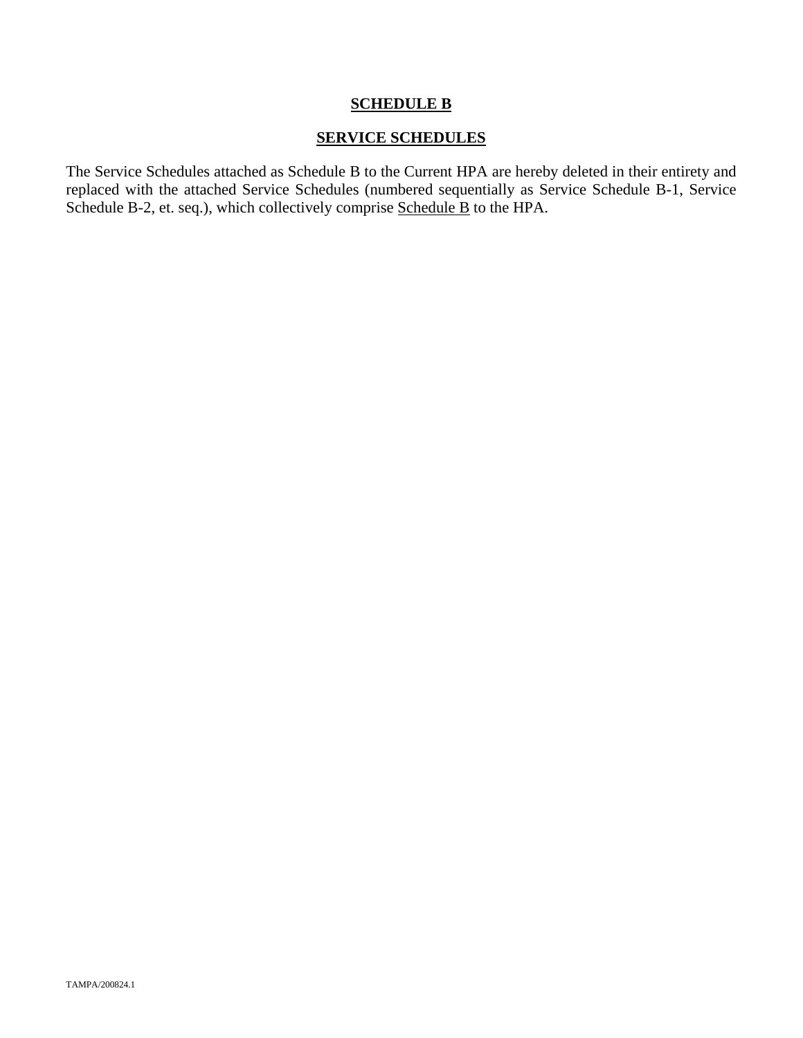# SCHEDULE B

## SERVICE SCHEDULES

The Service Schedules attached as Schedule B to the Current HPA are hereby deleted in their entirety and replaced with the attached Service Schedules (numbered sequentially as Service Schedule B-1, Service Schedule B-2, et. seq.), which collectively comprise Schedule B to the HPA.

TAMPA/200824.1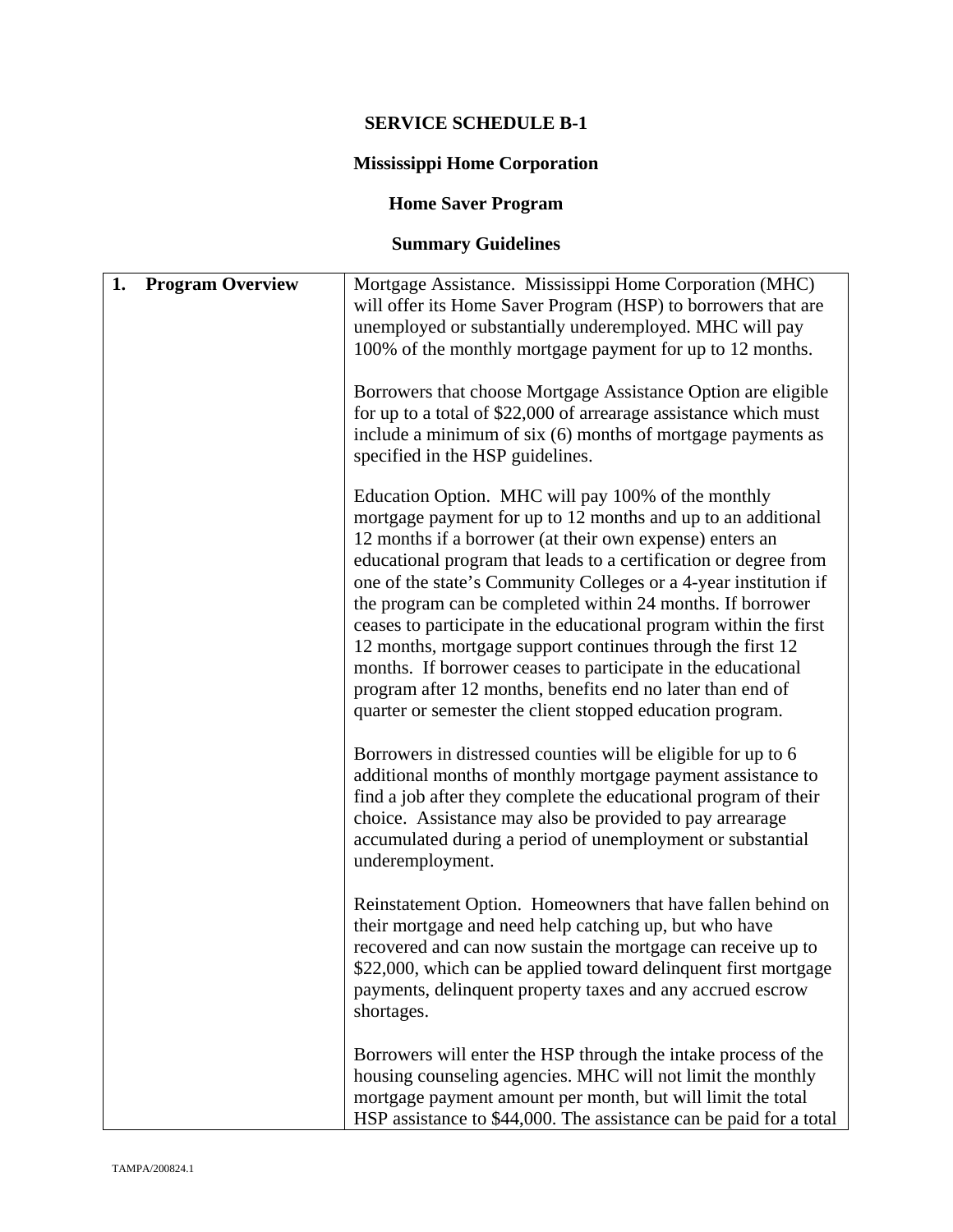**SERVICE SCHEDULE B-1**

**Mississippi Home Corporation**

**Home Saver Program**

**Summary Guidelines**

| **1. Program Overview** | Mortgage Assistance. Mississippi Home Corporation (MHC) will offer its Home Saver Program (HSP) to borrowers that are unemployed or substantially underemployed. MHC will pay 100% of the monthly mortgage payment for up to 12 months.<br><br>Borrowers that choose Mortgage Assistance Option are eligible for up to a total of $22,000 of arrearage assistance which must include a minimum of six (6) months of mortgage payments as specified in the HSP guidelines.<br><br>Education Option. MHC will pay 100% of the monthly mortgage payment for up to 12 months and up to an additional 12 months if a borrower (at their own expense) enters an educational program that leads to a certification or degree from one of the state's Community Colleges or a 4-year institution if the program can be completed within 24 months. If borrower ceases to participate in the educational program within the first 12 months, mortgage support continues through the first 12 months. If borrower ceases to participate in the educational program after 12 months, benefits end no later than end of quarter or semester the client stopped education program.<br><br>Borrowers in distressed counties will be eligible for up to 6 additional months of monthly mortgage payment assistance to find a job after they complete the educational program of their choice. Assistance may also be provided to pay arrearage accumulated during a period of unemployment or substantial underemployment.<br><br>Reinstatement Option. Homeowners that have fallen behind on their mortgage and need help catching up, but who have recovered and can now sustain the mortgage can receive up to $22,000, which can be applied toward delinquent first mortgage payments, delinquent property taxes and any accrued escrow shortages.<br><br>Borrowers will enter the HSP through the intake process of the housing counseling agencies. MHC will not limit the monthly mortgage payment amount per month, but will limit the total HSP assistance to $44,000. The assistance can be paid for a total |
|---|---|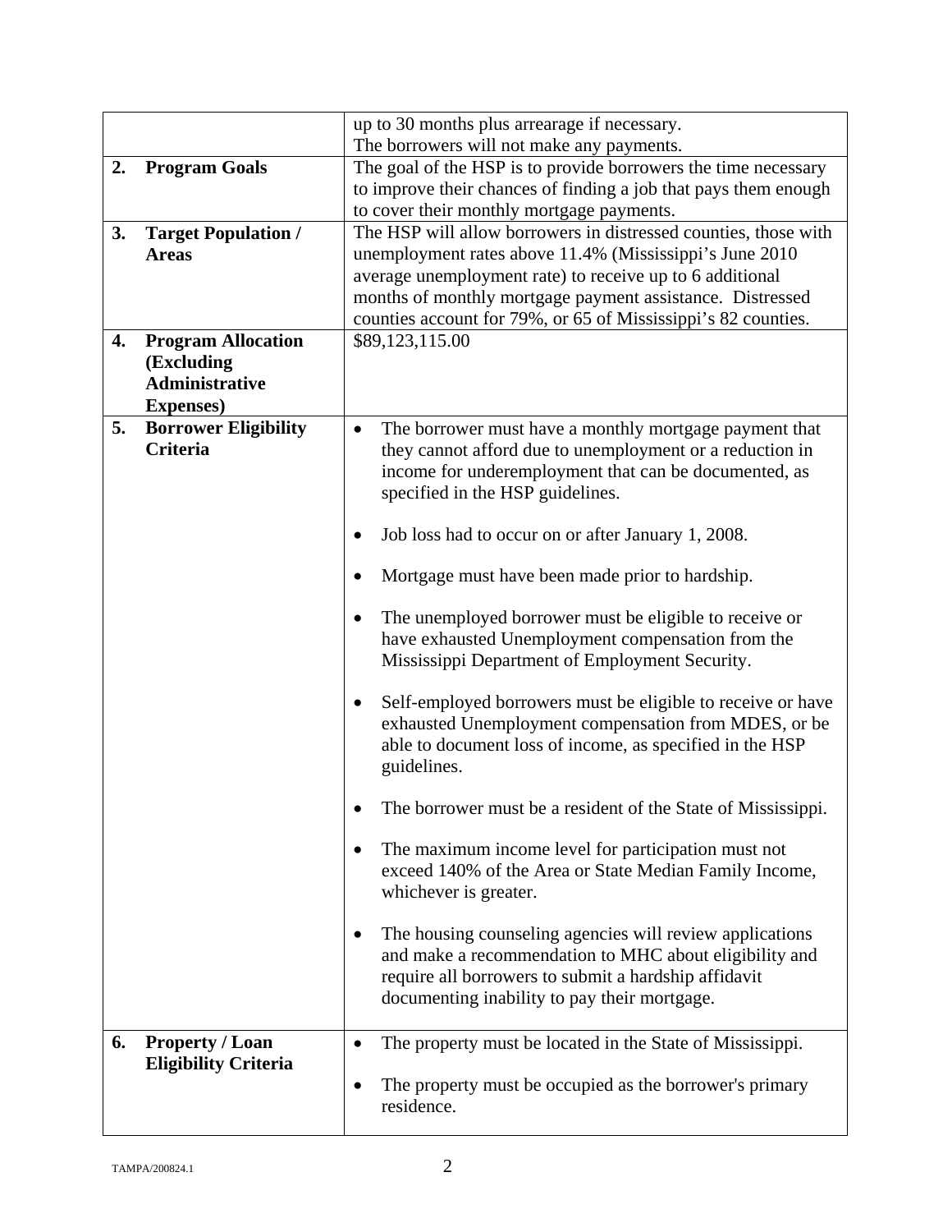| | |
|---|---|
| | up to 30 months plus arrearage if necessary.<br>The borrowers will not make any payments. |
| **2. Program Goals** | The goal of the HSP is to provide borrowers the time necessary to improve their chances of finding a job that pays them enough to cover their monthly mortgage payments. |
| **3. Target Population / Areas** | The HSP will allow borrowers in distressed counties, those with unemployment rates above 11.4% (Mississippi's June 2010 average unemployment rate) to receive up to 6 additional months of monthly mortgage payment assistance. Distressed counties account for 79%, or 65 of Mississippi's 82 counties. |
| **4. Program Allocation (Excluding Administrative Expenses)** | $89,123,115.00 |
| **5. Borrower Eligibility Criteria** | • The borrower must have a monthly mortgage payment that they cannot afford due to unemployment or a reduction in income for underemployment that can be documented, as specified in the HSP guidelines.<br>• Job loss had to occur on or after January 1, 2008.<br>• Mortgage must have been made prior to hardship.<br>• The unemployed borrower must be eligible to receive or have exhausted Unemployment compensation from the Mississippi Department of Employment Security.<br>• Self-employed borrowers must be eligible to receive or have exhausted Unemployment compensation from MDES, or be able to document loss of income, as specified in the HSP guidelines.<br>• The borrower must be a resident of the State of Mississippi.<br>• The maximum income level for participation must not exceed 140% of the Area or State Median Family Income, whichever is greater.<br>• The housing counseling agencies will review applications and make a recommendation to MHC about eligibility and require all borrowers to submit a hardship affidavit documenting inability to pay their mortgage. |
| **6. Property / Loan Eligibility Criteria** | • The property must be located in the State of Mississippi.<br>• The property must be occupied as the borrower's primary residence. |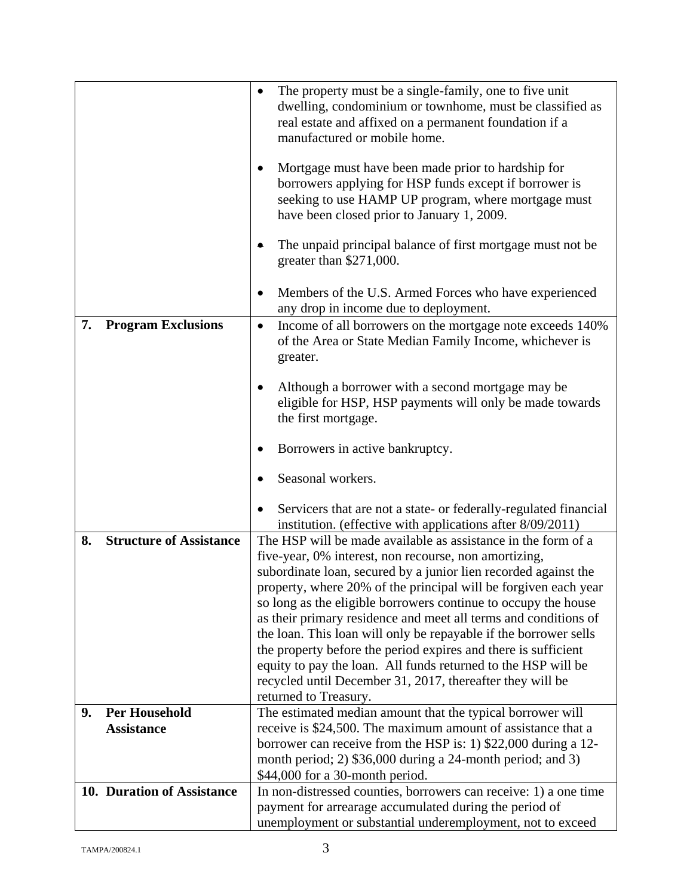|  |  |
|---|---|
|  | • The property must be a single-family, one to five unit dwelling, condominium or townhome, must be classified as real estate and affixed on a permanent foundation if a manufactured or mobile home.<br><br>• Mortgage must have been made prior to hardship for borrowers applying for HSP funds except if borrower is seeking to use HAMP UP program, where mortgage must have been closed prior to January 1, 2009.<br><br>• The unpaid principal balance of first mortgage must not be greater than $271,000.<br><br>• Members of the U.S. Armed Forces who have experienced any drop in income due to deployment. |
| **7. Program Exclusions** | • Income of all borrowers on the mortgage note exceeds 140% of the Area or State Median Family Income, whichever is greater.<br><br>• Although a borrower with a second mortgage may be eligible for HSP, HSP payments will only be made towards the first mortgage.<br><br>• Borrowers in active bankruptcy.<br><br>• Seasonal workers.<br><br>• Servicers that are not a state- or federally-regulated financial institution. (effective with applications after 8/09/2011) |
| **8. Structure of Assistance** | The HSP will be made available as assistance in the form of a five-year, 0% interest, non recourse, non amortizing, subordinate loan, secured by a junior lien recorded against the property, where 20% of the principal will be forgiven each year so long as the eligible borrowers continue to occupy the house as their primary residence and meet all terms and conditions of the loan. This loan will only be repayable if the borrower sells the property before the period expires and there is sufficient equity to pay the loan. All funds returned to the HSP will be recycled until December 31, 2017, thereafter they will be returned to Treasury. |
| **9. Per Household Assistance** | The estimated median amount that the typical borrower will receive is $24,500. The maximum amount of assistance that a borrower can receive from the HSP is: 1) $22,000 during a 12-month period; 2) $36,000 during a 24-month period; and 3) $44,000 for a 30-month period. |
| **10. Duration of Assistance** | In non-distressed counties, borrowers can receive: 1) a one time payment for arrearage accumulated during the period of unemployment or substantial underemployment, not to exceed |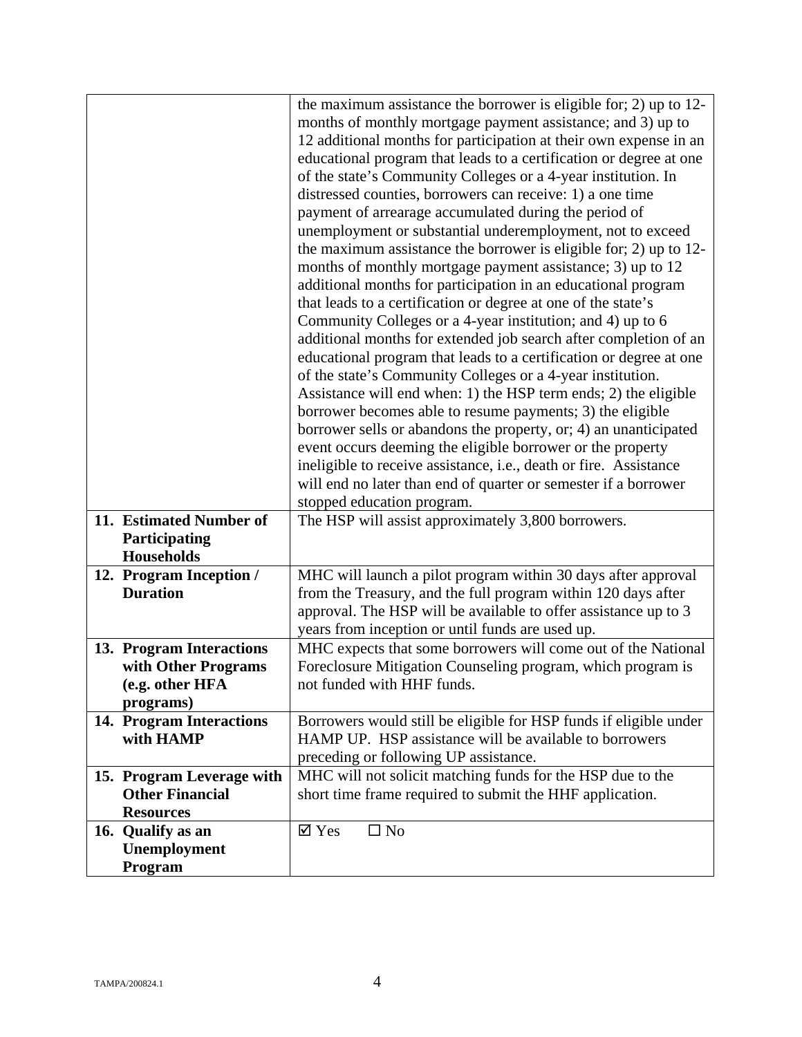| | |
|---|---|
| | the maximum assistance the borrower is eligible for; 2) up to 12-months of monthly mortgage payment assistance; and 3) up to 12 additional months for participation at their own expense in an educational program that leads to a certification or degree at one of the state's Community Colleges or a 4-year institution. In distressed counties, borrowers can receive: 1) a one time payment of arrearage accumulated during the period of unemployment or substantial underemployment, not to exceed the maximum assistance the borrower is eligible for; 2) up to 12-months of monthly mortgage payment assistance; 3) up to 12 additional months for participation in an educational program that leads to a certification or degree at one of the state's Community Colleges or a 4-year institution; and 4) up to 6 additional months for extended job search after completion of an educational program that leads to a certification or degree at one of the state's Community Colleges or a 4-year institution. Assistance will end when: 1) the HSP term ends; 2) the eligible borrower becomes able to resume payments; 3) the eligible borrower sells or abandons the property, or; 4) an unanticipated event occurs deeming the eligible borrower or the property ineligible to receive assistance, i.e., death or fire. Assistance will end no later than end of quarter or semester if a borrower stopped education program. |
| **11. Estimated Number of Participating Households** | The HSP will assist approximately 3,800 borrowers. |
| **12. Program Inception / Duration** | MHC will launch a pilot program within 30 days after approval from the Treasury, and the full program within 120 days after approval. The HSP will be available to offer assistance up to 3 years from inception or until funds are used up. |
| **13. Program Interactions with Other Programs (e.g. other HFA programs)** | MHC expects that some borrowers will come out of the National Foreclosure Mitigation Counseling program, which program is not funded with HHF funds. |
| **14. Program Interactions with HAMP** | Borrowers would still be eligible for HSP funds if eligible under HAMP UP. HSP assistance will be available to borrowers preceding or following UP assistance. |
| **15. Program Leverage with Other Financial Resources** | MHC will not solicit matching funds for the HSP due to the short time frame required to submit the HHF application. |
| **16. Qualify as an Unemployment Program** | ☑ Yes ☐ No |